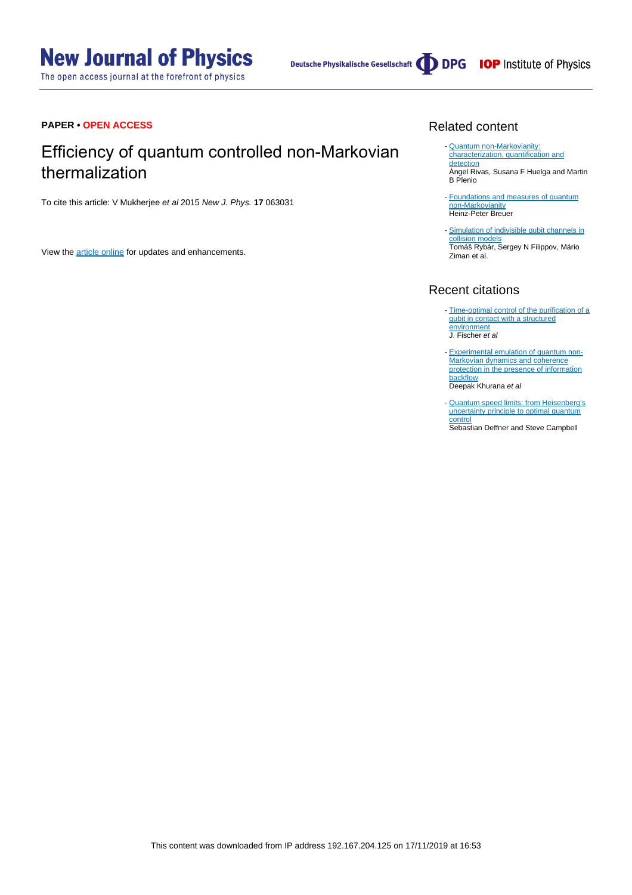**PAPER • OPEN ACCESS**

# Efficiency of quantum controlled non-Markovian thermalization

To cite this article: V Mukherjee *et al* 2015 *New J. Phys.* **17** 063031

View the article online for updates and enhancements.

## Related content

- Quantum non-Markovianity: characterization, quantification and detection
  Ángel Rivas, Susana F Huelga and Martin B Plenio

- Foundations and measures of quantum non-Markovianity
  Heinz-Peter Breuer

- Simulation of indivisible qubit channels in collision models
  Tomáš Rybár, Sergey N Filippov, Mário Ziman et al.

## Recent citations

- Time-optimal control of the purification of a qubit in contact with a structured environment
  J. Fischer *et al*

- Experimental emulation of quantum non-Markovian dynamics and coherence protection in the presence of information backflow
  Deepak Khurana *et al*

- Quantum speed limits: from Heisenberg's uncertainty principle to optimal quantum control
  Sebastian Deffner and Steve Campbell

This content was downloaded from IP address 192.167.204.125 on 17/11/2019 at 16:53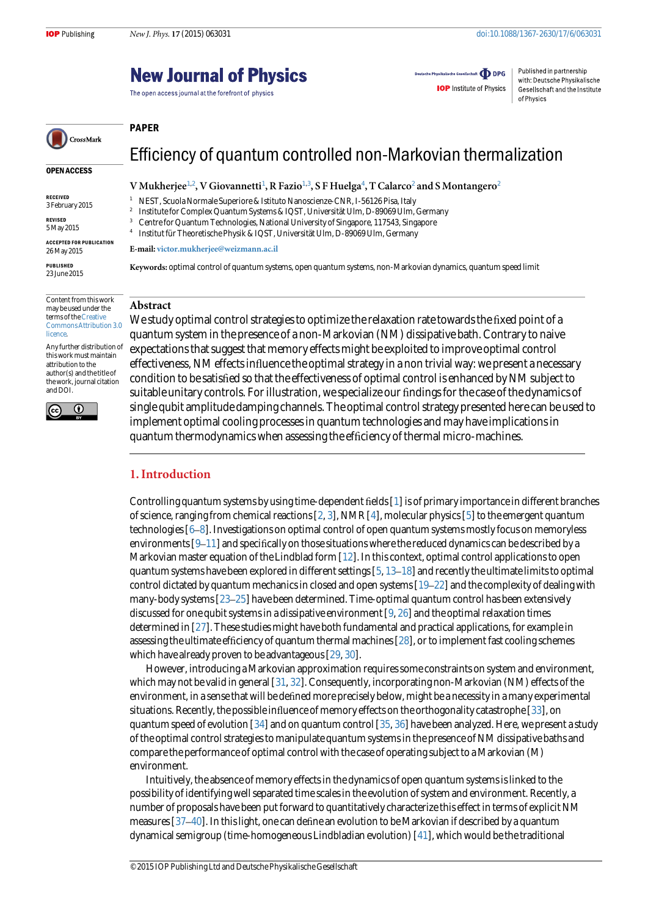PAPER

# Efficiency of quantum controlled non-Markovian thermalization

**V Mukherjee[1,2], V Giovannetti[1], R Fazio[1,3], S F Huelga[4], T Calarco[2] and S Montangero[2]**

[1] NEST, Scuola Normale Superiore & Istituto Nanoscienze-CNR, I-56126 Pisa, Italy
[2] Institute for Complex Quantum Systems & IQST, Universität Ulm, D-89069 Ulm, Germany
[3] Centre for Quantum Technologies, National University of Singapore, 117543, Singapore
[4] Institut für Theoretische Physik & IQST, Universität Ulm, D-89069 Ulm, Germany

**E-mail:** victor.mukherjee@weizmann.ac.il

**Keywords:** optimal control of quantum systems, open quantum systems, non-Markovian dynamics, quantum speed limit

OPEN ACCESS

RECEIVED
3 February 2015

REVISED
5 May 2015

ACCEPTED FOR PUBLICATION
26 May 2015

PUBLISHED
23 June 2015

Content from this work may be used under the terms of the Creative Commons Attribution 3.0 licence.

Any further distribution of this work must maintain attribution to the author(s) and the title of the work, journal citation and DOI.

## Abstract

We study optimal control strategies to optimize the relaxation rate towards the fixed point of a quantum system in the presence of a non-Markovian (NM) dissipative bath. Contrary to naive expectations that suggest that memory effects might be exploited to improve optimal control effectiveness, NM effects influence the optimal strategy in a non trivial way: we present a necessary condition to be satisfied so that the effectiveness of optimal control is enhanced by NM subject to suitable unitary controls. For illustration, we specialize our findings for the case of the dynamics of single qubit amplitude damping channels. The optimal control strategy presented here can be used to implement optimal cooling processes in quantum technologies and may have implications in quantum thermodynamics when assessing the efficiency of thermal micro-machines.

## 1. Introduction

Controlling quantum systems by using time-dependent fields [1] is of primary importance in different branches of science, ranging from chemical reactions [2, 3], NMR [4], molecular physics [5] to the emergent quantum technologies [6–8]. Investigations on optimal control of open quantum systems mostly focus on memoryless environments [9–11] and specifically on those situations where the reduced dynamics can be described by a Markovian master equation of the Lindblad form [12]. In this context, optimal control applications to open quantum systems have been explored in different settings [5, 13–18] and recently the ultimate limits to optimal control dictated by quantum mechanics in closed and open systems [19–22] and the complexity of dealing with many-body systems [23–25] have been determined. Time-optimal quantum control has been extensively discussed for one qubit systems in a dissipative environment [9, 26] and the optimal relaxation times determined in [27]. These studies might have both fundamental and practical applications, for example in assessing the ultimate efficiency of quantum thermal machines [28], or to implement fast cooling schemes which have already proven to be advantageous [29, 30].

However, introducing a Markovian approximation requires some constraints on system and environment, which may not be valid in general [31, 32]. Consequently, incorporating non-Markovian (NM) effects of the environment, in a sense that will be defined more precisely below, might be a necessity in a many experimental situations. Recently, the possible influence of memory effects on the orthogonality catastrophe [33], on quantum speed of evolution [34] and on quantum control [35, 36] have been analyzed. Here, we present a study of the optimal control strategies to manipulate quantum systems in the presence of NM dissipative baths and compare the performance of optimal control with the case of operating subject to a Markovian (M) environment.

Intuitively, the absence of memory effects in the dynamics of open quantum systems is linked to the possibility of identifying well separated time scales in the evolution of system and environment. Recently, a number of proposals have been put forward to quantitatively characterize this effect in terms of explicit NM measures [37–40]. In this light, one can define an evolution to be Markovian if described by a quantum dynamical semigroup (time-homogeneous Lindbladian evolution) [41], which would be the traditional

© 2015 IOP Publishing Ltd and Deutsche Physikalische Gesellschaft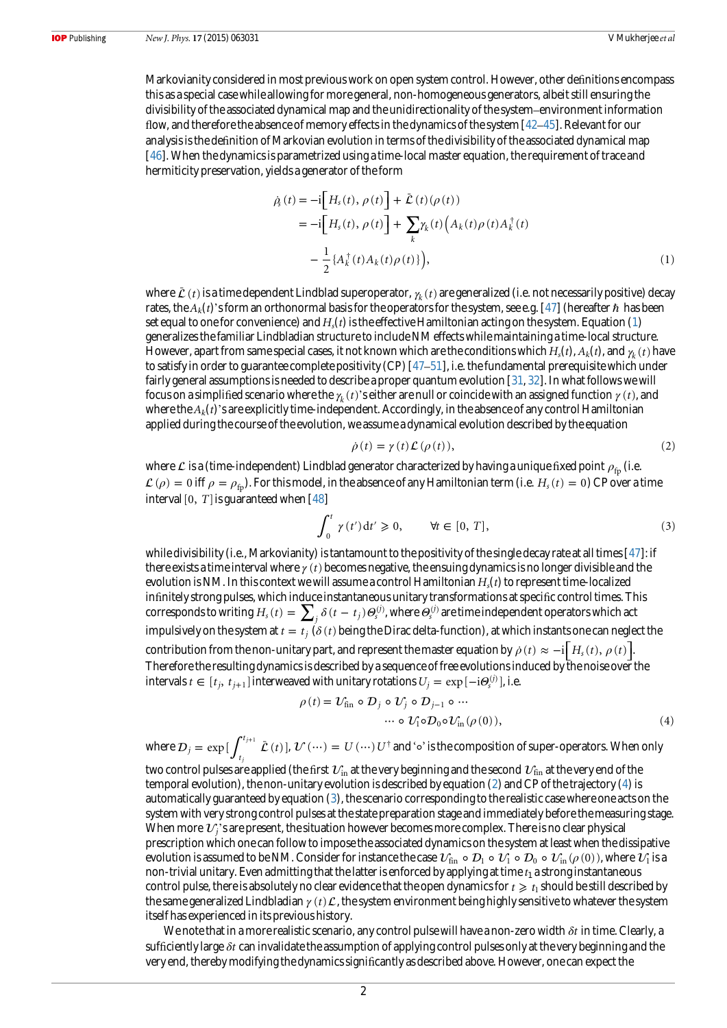Markovianity considered in most previous work on open system control. However, other definitions encompass this as a special case while allowing for more general, non-homogeneous generators, albeit still ensuring the divisibility of the associated dynamical map and the unidirectionality of the system–environment information flow, and therefore the absence of memory effects in the dynamics of the system [42–45]. Relevant for our analysis is the definition of Markovian evolution in terms of the divisibility of the associated dynamical map [46]. When the dynamics is parametrized using a time-local master equation, the requirement of trace and hermiticity preservation, yields a generator of the form

$$
\begin{aligned}
\dot{\rho}_s(t) &= -\mathrm{i}\left[H_s(t), \rho(t)\right] + \tilde{\mathcal{L}}(t)(\rho(t)) \\
&= -\mathrm{i}\left[H_s(t), \rho(t)\right] + \sum_k \gamma_k(t)\Big(A_k(t)\rho(t)A_k^\dagger(t) \\
&\quad - \frac{1}{2}\{A_k^\dagger(t)A_k(t)\rho(t)\}\Big),
\end{aligned} \tag{1}
$$

where $\tilde{\mathcal{L}}(t)$ is a time dependent Lindblad superoperator, $\gamma_k(t)$ are generalized (i.e. not necessarily positive) decay rates, the $A_k(t)$'s form an orthonormal basis for the operators for the system, see e.g. [47] (hereafter $\hbar$ has been set equal to one for convenience) and $H_s(t)$ is the effective Hamiltonian acting on the system. Equation (1) generalizes the familiar Lindbladian structure to include NM effects while maintaining a time-local structure. However, apart from same special cases, it not known which are the conditions which $H_s(t)$, $A_k(t)$, and $\gamma_k(t)$ have to satisfy in order to guarantee complete positivity (CP) [47–51], i.e. the fundamental prerequisite which under fairly general assumptions is needed to describe a proper quantum evolution [31, 32]. In what follows we will focus on a simplified scenario where the $\gamma_k(t)$'s either are null or coincide with an assigned function $\gamma(t)$, and where the $A_k(t)$'s are explicitly time-independent. Accordingly, in the absence of any control Hamiltonian applied during the course of the evolution, we assume a dynamical evolution described by the equation

$$
\dot{\rho}(t) = \gamma(t)\mathcal{L}(\rho(t)), \tag{2}
$$

where $\mathcal{L}$ is a (time-independent) Lindblad generator characterized by having a unique fixed point $\rho_{\mathrm{fp}}$ (i.e. $\mathcal{L}(\rho) = 0$ iff $\rho = \rho_{\mathrm{fp}}$). For this model, in the absence of any Hamiltonian term (i.e. $H_s(t) = 0$) CP over a time interval $[0, T]$ is guaranteed when [48]

$$
\int_0^t \gamma(t')\,\mathrm{d}t' \geqslant 0, \qquad \forall t \in [0, T], \tag{3}
$$

while divisibility (i.e., Markovianity) is tantamount to the positivity of the single decay rate at all times [47]: if there exists a time interval where $\gamma(t)$ becomes negative, the ensuing dynamics is no longer divisible and the evolution is NM. In this context we will assume a control Hamiltonian $H_s(t)$ to represent time-localized infinitely strong pulses, which induce instantaneous unitary transformations at specific control times. This corresponds to writing $H_s(t) = \sum_j \delta(t - t_j)\Theta_s^{(j)}$, where $\Theta_s^{(j)}$ are time independent operators which act impulsively on the system at $t = t_j$ ($\delta(t)$ being the Dirac delta-function), at which instants one can neglect the contribution from the non-unitary part, and represent the master equation by $\dot{\rho}(t) \approx -\mathrm{i}\left[H_s(t), \rho(t)\right]$. Therefore the resulting dynamics is described by a sequence of free evolutions induced by the noise over the intervals $t \in [t_j, t_{j+1}]$ interweaved with unitary rotations $U_j = \exp[-\mathrm{i}\Theta_s^{(j)}]$, i.e.

$$
\begin{aligned}
\rho(t) = \mathcal{U}_{\mathrm{fin}} \circ \mathcal{D}_j \circ \mathcal{U}_j \circ \mathcal{D}_{j-1} \circ \cdots \\
\cdots \circ \mathcal{U}_1 \circ \mathcal{D}_0 \circ \mathcal{U}_{\mathrm{in}}(\rho(0)),
\end{aligned} \tag{4}
$$

where $\mathcal{D}_j = \exp[\int_{t_j}^{t_{j+1}} \tilde{\mathcal{L}}(t)]$, $\mathcal{U}(\cdots) = U(\cdots)U^\dagger$ and '$\circ$' is the composition of super-operators. When only two control pulses are applied (the first $\mathcal{U}_{\mathrm{in}}$ at the very beginning and the second $\mathcal{U}_{\mathrm{fin}}$ at the very end of the temporal evolution), the non-unitary evolution is described by equation (2) and CP of the trajectory (4) is automatically guaranteed by equation (3), the scenario corresponding to the realistic case where one acts on the system with very strong control pulses at the state preparation stage and immediately before the measuring stage. When more $\mathcal{U}_j$'s are present, the situation however becomes more complex. There is no clear physical prescription which one can follow to impose the associated dynamics on the system at least when the dissipative evolution is assumed to be NM. Consider for instance the case $\mathcal{U}_{\mathrm{fin}} \circ \mathcal{D}_1 \circ \mathcal{U}_1 \circ \mathcal{D}_0 \circ \mathcal{U}_{\mathrm{in}}(\rho(0))$, where $\mathcal{U}_1$ is a non-trivial unitary. Even admitting that the latter is enforced by applying at time $t_1$ a strong instantaneous control pulse, there is absolutely no clear evidence that the open dynamics for $t \geqslant t_1$ should be still described by the same generalized Lindbladian $\gamma(t)\mathcal{L}$, the system environment being highly sensitive to whatever the system itself has experienced in its previous history.

We note that in a more realistic scenario, any control pulse will have a non-zero width $\delta t$ in time. Clearly, a sufficiently large $\delta t$ can invalidate the assumption of applying control pulses only at the very beginning and the very end, thereby modifying the dynamics significantly as described above. However, one can expect the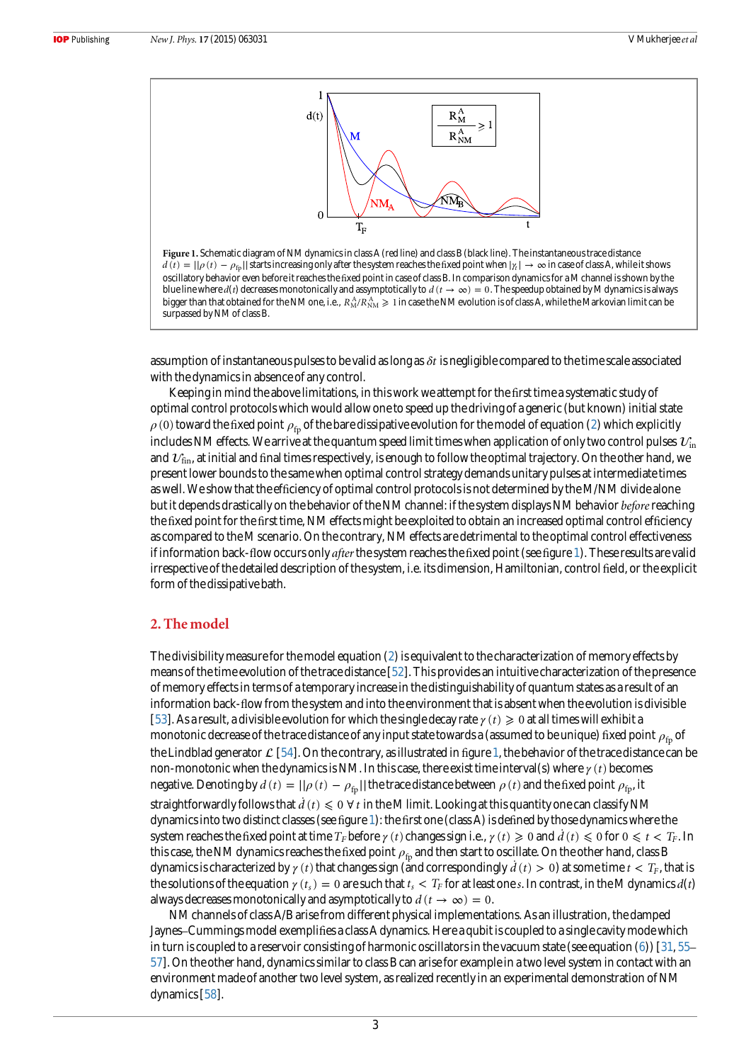**Figure 1.** Schematic diagram of NM dynamics in class A (red line) and class B (black line). The instantaneous trace distance $d(t) = ||\rho(t) - \rho_{\rm fp}||$ starts increasing only after the system reaches the fixed point when $|\gamma_i| \to \infty$ in case of class A, while it shows oscillatory behavior even before it reaches the fixed point in case of class B. In comparison dynamics for a M channel is shown by the blue line where $d(t)$ decreases monotonically and assymptotically to $d(t \to \infty) = 0$. The speedup obtained by M dynamics is always bigger than that obtained for the NM one, i.e., $R_{\rm M}^{\rm A}/R_{\rm NM}^{\rm A} \geqslant 1$ in case the NM evolution is of class A, while the Markovian limit can be surpassed by NM of class B.

assumption of instantaneous pulses to be valid as long as $\delta t$ is negligible compared to the time scale associated with the dynamics in absence of any control.

Keeping in mind the above limitations, in this work we attempt for the first time a systematic study of optimal control protocols which would allow one to speed up the driving of a generic (but known) initial state $\rho(0)$ toward the fixed point $\rho_{\rm fp}$ of the bare dissipative evolution for the model of equation (2) which explicitly includes NM effects. We arrive at the quantum speed limit times when application of only two control pulses $\mathcal{U}_{\rm in}$ and $\mathcal{U}_{\rm fin}$, at initial and final times respectively, is enough to follow the optimal trajectory. On the other hand, we present lower bounds to the same when optimal control strategy demands unitary pulses at intermediate times as well. We show that the efficiency of optimal control protocols is not determined by the M/NM divide alone but it depends drastically on the behavior of the NM channel: if the system displays NM behavior *before* reaching the fixed point for the first time, NM effects might be exploited to obtain an increased optimal control efficiency as compared to the M scenario. On the contrary, NM effects are detrimental to the optimal control effectiveness if information back-flow occurs only *after* the system reaches the fixed point (see figure 1). These results are valid irrespective of the detailed description of the system, i.e. its dimension, Hamiltonian, control field, or the explicit form of the dissipative bath.

## 2. The model

The divisibility measure for the model equation (2) is equivalent to the characterization of memory effects by means of the time evolution of the trace distance [52]. This provides an intuitive characterization of the presence of memory effects in terms of a temporary increase in the distinguishability of quantum states as a result of an information back-flow from the system and into the environment that is absent when the evolution is divisible [53]. As a result, a divisible evolution for which the single decay rate $\gamma(t) \geqslant 0$ at all times will exhibit a monotonic decrease of the trace distance of any input state towards a (assumed to be unique) fixed point $\rho_{\rm fp}$ of the Lindblad generator $\mathcal{L}$ [54]. On the contrary, as illustrated in figure 1, the behavior of the trace distance can be non-monotonic when the dynamics is NM. In this case, there exist time interval(s) where $\gamma(t)$ becomes negative. Denoting by $d(t) = ||\rho(t) - \rho_{\rm fp}||$ the trace distance between $\rho(t)$ and the fixed point $\rho_{\rm fp}$, it straightforwardly follows that $\dot{d}(t) \leqslant 0 \; \forall \, t$ in the M limit. Looking at this quantity one can classify NM dynamics into two distinct classes (see figure 1): the first one (class A) is defined by those dynamics where the system reaches the fixed point at time $T_F$ before $\gamma(t)$ changes sign i.e., $\gamma(t) \geqslant 0$ and $\dot{d}(t) \leqslant 0$ for $0 \leqslant t < T_F$. In this case, the NM dynamics reaches the fixed point $\rho_{\rm fp}$ and then start to oscillate. On the other hand, class B dynamics is characterized by $\gamma(t)$ that changes sign (and correspondingly $\dot{d}(t) > 0$) at some time $t < T_F$, that is the solutions of the equation $\gamma(t_s) = 0$ are such that $t_s < T_F$ for at least one $s$. In contrast, in the M dynamics $d(t)$ always decreases monotonically and asymptotically to $d(t \to \infty) = 0$.

NM channels of class A/B arise from different physical implementations. As an illustration, the damped Jaynes–Cummings model exemplifies a class A dynamics. Here a qubit is coupled to a single cavity mode which in turn is coupled to a reservoir consisting of harmonic oscillators in the vacuum state (see equation (6)) [31, 55–57]. On the other hand, dynamics similar to class B can arise for example in a two level system in contact with an environment made of another two level system, as realized recently in an experimental demonstration of NM dynamics [58].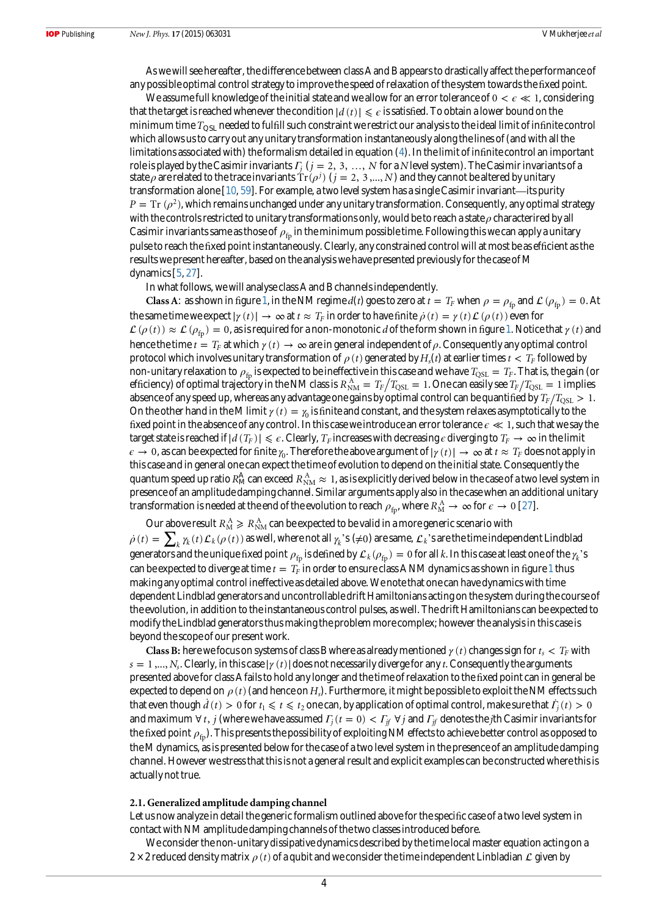As we will see hereafter, the difference between class A and B appears to drastically affect the performance of any possible optimal control strategy to improve the speed of relaxation of the system towards the fixed point.

We assume full knowledge of the initial state and we allow for an error tolerance of $0 < \epsilon \ll 1$, considering that the target is reached whenever the condition $|d(t)| \leqslant \epsilon$ is satisfied. To obtain a lower bound on the minimum time $T_{\rm QSL}$ needed to fulfill such constraint we restrict our analysis to the ideal limit of infinite control which allows us to carry out any unitary transformation instantaneously along the lines of (and with all the limitations associated with) the formalism detailed in equation (4). In the limit of infinite control an important role is played by the Casimir invariants $\Gamma_j$ $(j = 2, 3, \ldots, N$ for a $N$ level system). The Casimir invariants of a state $\rho$ are related to the trace invariants $\mathrm{Tr}(\rho^j)$ $(j = 2, 3, \ldots, N)$ and they cannot be altered by unitary transformation alone [10, 59]. For example, a two level system has a single Casimir invariant—its purity $P = \mathrm{Tr}(\rho^2)$, which remains unchanged under any unitary transformation. Consequently, any optimal strategy with the controls restricted to unitary transformations only, would be to reach a state $\rho$ characterired by all Casimir invariants same as those of $\rho_{\rm fp}$ in the minimum possible time. Following this we can apply a unitary pulse to reach the fixed point instantaneously. Clearly, any constrained control will at most be as efficient as the results we present hereafter, based on the analysis we have presented previously for the case of M dynamics [5, 27].

In what follows, we will analyse class A and B channels independently.

**Class A**: as shown in figure 1, in the NM regime $d(t)$ goes to zero at $t = T_F$ when $\rho = \rho_{\rm fp}$ and $\mathcal{L}(\rho_{\rm fp}) = 0$. At the same time we expect $|\gamma(t)| \to \infty$ at $t \approx T_F$ in order to have finite $\dot{\rho}(t) = \gamma(t)\mathcal{L}(\rho(t))$ even for $\mathcal{L}(\rho(t)) \approx \mathcal{L}(\rho_{\rm fp}) = 0$, as is required for a non-monotonic $d$ of the form shown in figure 1. Notice that $\gamma(t)$ and hence the time $t = T_F$ at which $\gamma(t) \to \infty$ are in general independent of $\rho$. Consequently any optimal control protocol which involves unitary transformation of $\rho(t)$ generated by $H_s(t)$ at earlier times $t < T_F$ followed by non-unitary relaxation to $\rho_{\rm fp}$ is expected to be ineffective in this case and we have $T_{\rm QSL} = T_F$. That is, the gain (or efficiency) of optimal trajectory in the NM class is $R_{\rm NM}^{\rm A} = T_F/T_{\rm QSL} = 1$. One can easily see $T_F/T_{\rm QSL} = 1$ implies absence of any speed up, whereas any advantage one gains by optimal control can be quantified by $T_F/T_{\rm QSL} > 1$. On the other hand in the M limit $\gamma(t) = \gamma_0$ is finite and constant, and the system relaxes asymptotically to the fixed point in the absence of any control. In this case we introduce an error tolerance $\epsilon \ll 1$, such that we say the target state is reached if $|d(T_F)| \leqslant \epsilon$. Clearly, $T_F$ increases with decreasing $\epsilon$ diverging to $T_F \to \infty$ in the limit $\epsilon \to 0$, as can be expected for finite $\gamma_0$. Therefore the above argument of $|\gamma(t)| \to \infty$ at $t \approx T_F$ does not apply in this case and in general one can expect the time of evolution to depend on the initial state. Consequently the quantum speed up ratio $R_{\rm M}^{\rm A}$ can exceed $R_{\rm NM}^{\rm A} \approx 1$, as is explicitly derived below in the case of a two level system in presence of an amplitude damping channel. Similar arguments apply also in the case when an additional unitary transformation is needed at the end of the evolution to reach $\rho_{\rm fp}$, where $R_{\rm M}^{\rm A} \to \infty$ for $\epsilon \to 0$ [27].

Our above result $R_{\rm M}^{\rm A} \geqslant R_{\rm NM}^{\rm A}$ can be expected to be valid in a more generic scenario with $\dot{\rho}(t) = \sum_k \gamma_k(t)\mathcal{L}_k(\rho(t))$ as well, where not all $\gamma_k$'s ($\neq 0$) are same, $\mathcal{L}_k$'s are the time independent Lindblad generators and the unique fixed point $\rho_{\rm fp}$ is defined by $\mathcal{L}_k(\rho_{\rm fp}) = 0$ for all $k$. In this case at least one of the $\gamma_k$'s can be expected to diverge at time $t = T_F$ in order to ensure class A NM dynamics as shown in figure 1 thus making any optimal control ineffective as detailed above. We note that one can have dynamics with time dependent Lindblad generators and uncontrollable drift Hamiltonians acting on the system during the course of the evolution, in addition to the instantaneous control pulses, as well. The drift Hamiltonians can be expected to modify the Lindblad generators thus making the problem more complex; however the analysis in this case is beyond the scope of our present work.

**Class B:** here we focus on systems of class B where as already mentioned $\gamma(t)$ changes sign for $t_s < T_F$ with $s = 1, \ldots, N_s$. Clearly, in this case $|\gamma(t)|$ does not necessarily diverge for any $t$. Consequently the arguments presented above for class A fails to hold any longer and the time of relaxation to the fixed point can in general be expected to depend on $\rho(t)$ (and hence on $H_s$). Furthermore, it might be possible to exploit the NM effects such that even though $\dot{d}(t) > 0$ for $t_1 \leqslant t \leqslant t_2$ one can, by application of optimal control, make sure that $\dot{\Gamma}_j(t) > 0$ and maximum $\forall\, t, j$ (where we have assumed $\Gamma_j(t = 0) < \Gamma_{jf}$ $\forall\, j$ and $\Gamma_{jf}$ denotes the $j$th Casimir invariants for the fixed point $\rho_{\rm fp}$). This presents the possibility of exploiting NM effects to achieve better control as opposed to the M dynamics, as is presented below for the case of a two level system in the presence of an amplitude damping channel. However we stress that this is not a general result and explicit examples can be constructed where this is actually not true.

### 2.1. Generalized amplitude damping channel

Let us now analyze in detail the generic formalism outlined above for the specific case of a two level system in contact with NM amplitude damping channels of the two classes introduced before.

We consider the non-unitary dissipative dynamics described by the time local master equation acting on a $2 \times 2$ reduced density matrix $\rho(t)$ of a qubit and we consider the time independent Linbladian $\mathcal{L}$ given by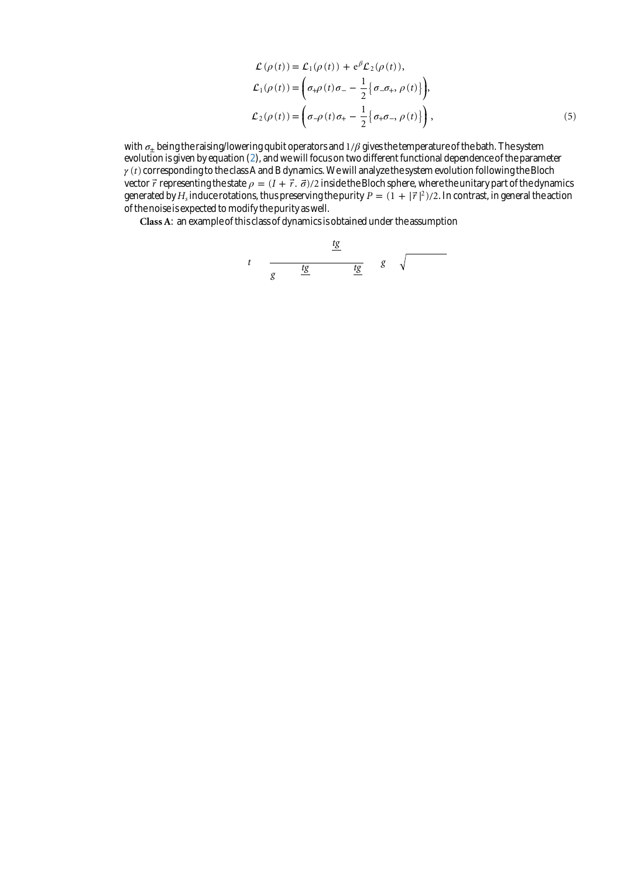$$
\begin{aligned}
\mathcal{L}(\rho(t)) &= \mathcal{L}_1(\rho(t)) + \mathrm{e}^{\beta}\mathcal{L}_2(\rho(t)), \\
\mathcal{L}_1(\rho(t)) &= \left(\sigma_+\rho(t)\sigma_- - \frac{1}{2}\left\{\sigma_-\sigma_+, \rho(t)\right\}\right), \\
\mathcal{L}_2(\rho(t)) &= \left(\sigma_-\rho(t)\sigma_+ - \frac{1}{2}\left\{\sigma_+\sigma_-, \rho(t)\right\}\right),
\end{aligned}
\tag{5}
$$

with $\sigma_\pm$ being the raising/lowering qubit operators and $1/\beta$ gives the temperature of the bath. The system evolution is given by equation (2), and we will focus on two different functional dependence of the parameter $\gamma(t)$ corresponding to the class A and B dynamics. We will analyze the system evolution following the Bloch vector $\vec{r}$ representing the state $\rho = (I + \vec{r}.\,\vec{\sigma})/2$ inside the Bloch sphere, where the unitary part of the dynamics generated by $H_s$ induce rotations, thus preserving the purity $P = (1 + |\vec{r}|^2)/2$. In contrast, in general the action of the noise is expected to modify the purity as well.

**Class A**: an example of this class of dynamics is obtained under the assumption

$$
t \qquad \frac{\underline{tg}}{g \quad \underline{tg} \qquad \underline{tg}} \qquad g \quad \sqrt{\phantom{xxxxxx}}
$$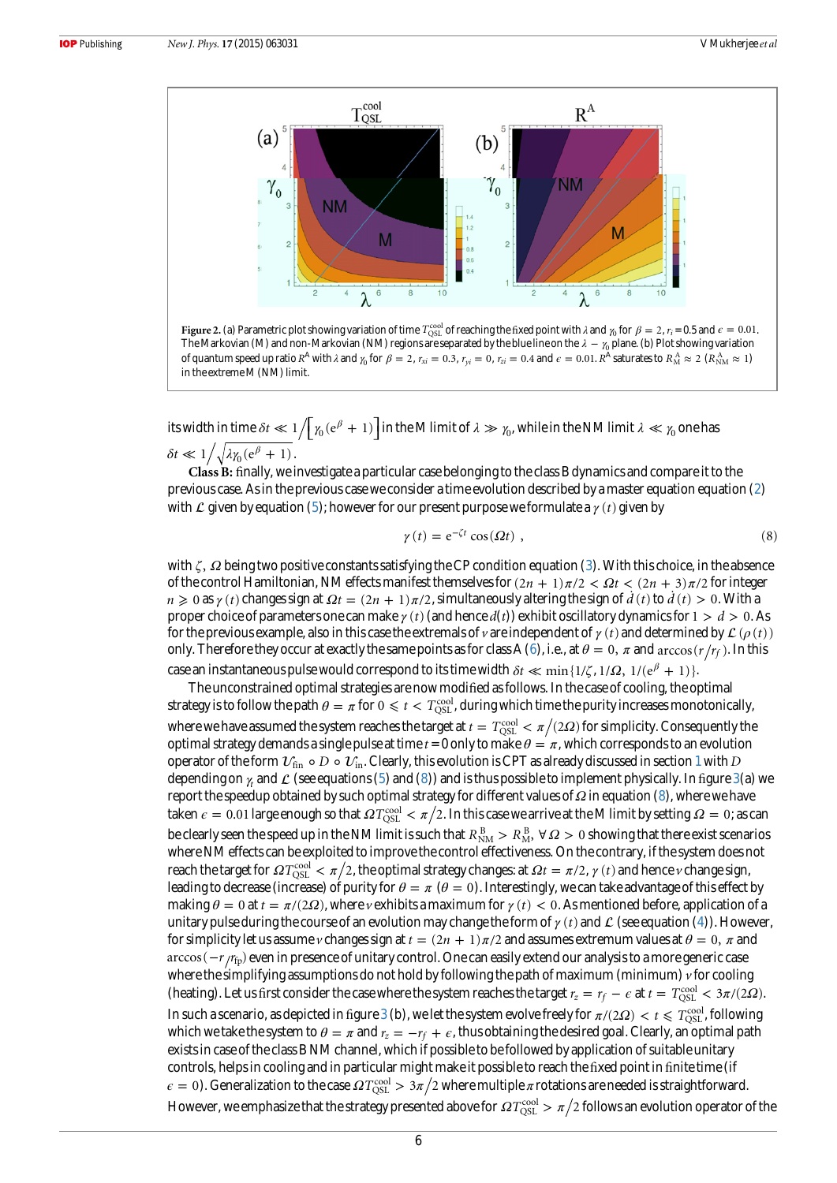**Figure 2.** (a) Parametric plot showing variation of time $T_{\rm QSL}^{\rm cool}$ of reaching the fixed point with $\lambda$ and $\gamma_0$ for $\beta = 2$, $r_i = 0.5$ and $\epsilon = 0.01$. The Markovian (M) and non-Markovian (NM) regions are separated by the blue line on the $\lambda - \gamma_0$ plane. (b) Plot showing variation of quantum speed up ratio $R^{\rm A}$ with $\lambda$ and $\gamma_0$ for $\beta = 2$, $r_{xi} = 0.3$, $r_{yi} = 0$, $r_{zi} = 0.4$ and $\epsilon = 0.01$. $R^{\rm A}$ saturates to $R_{\rm M}^{\rm A} \approx 2$ ($R_{\rm NM}^{\rm A} \approx 1$) in the extreme M (NM) limit.

its width in time $\delta t \ll 1/\left[\gamma_0(e^{\beta}+1)\right]$ in the M limit of $\lambda \gg \gamma_0$, while in the NM limit $\lambda \ll \gamma_0$ one has $\delta t \ll 1/\sqrt{\lambda\gamma_0(e^{\beta}+1)}$.

**Class B:** finally, we investigate a particular case belonging to the class B dynamics and compare it to the previous case. As in the previous case we consider a time evolution described by a master equation equation (2) with $\mathcal{L}$ given by equation (5); however for our present purpose we formulate a $\gamma(t)$ given by

$$\gamma(t) = e^{-\zeta t}\cos(\Omega t)\ , \tag{8}$$

with $\zeta$, $\Omega$ being two positive constants satisfying the CP condition equation (3). With this choice, in the absence of the control Hamiltonian, NM effects manifest themselves for $(2n+1)\pi/2 < \Omega t < (2n+3)\pi/2$ for integer $n \geqslant 0$ as $\gamma(t)$ changes sign at $\Omega t = (2n+1)\pi/2$, simultaneously altering the sign of $\dot{d}(t)$ to $\dot{d}(t) > 0$. With a proper choice of parameters one can make $\gamma(t)$ (and hence $d(t)$) exhibit oscillatory dynamics for $1 > d > 0$. As for the previous example, also in this case the extremals of $v$ are independent of $\gamma(t)$ and determined by $\mathcal{L}(\rho(t))$ only. Therefore they occur at exactly the same points as for class A (6), i.e., at $\theta = 0$, $\pi$ and $\arccos(r/r_f)$. In this case an instantaneous pulse would correspond to its time width $\delta t \ll \min\{1/\zeta, 1/\Omega, 1/(e^{\beta}+1)\}$.

The unconstrained optimal strategies are now modified as follows. In the case of cooling, the optimal strategy is to follow the path $\theta = \pi$ for $0 \leqslant t < T_{\rm QSL}^{\rm cool}$, during which time the purity increases monotonically, where we have assumed the system reaches the target at $t = T_{\rm QSL}^{\rm cool} < \pi/(2\Omega)$ for simplicity. Consequently the optimal strategy demands a single pulse at time $t = 0$ only to make $\theta = \pi$, which corresponds to an evolution operator of the form $\mathcal{U}_{\rm fin} \circ D \circ \mathcal{U}_{\rm in}$. Clearly, this evolution is CPT as already discussed in section 1 with $D$ depending on $\gamma_t$ and $\mathcal{L}$ (see equations (5) and (8)) and is thus possible to implement physically. In figure 3(a) we report the speedup obtained by such optimal strategy for different values of $\Omega$ in equation (8), where we have taken $\epsilon = 0.01$ large enough so that $\Omega T_{\rm QSL}^{\rm cool} < \pi/2$. In this case we arrive at the M limit by setting $\Omega = 0$; as can be clearly seen the speed up in the NM limit is such that $R_{\rm NM}^{\rm B} > R_{\rm M}^{\rm B}$, $\forall\, \Omega > 0$ showing that there exist scenarios where NM effects can be exploited to improve the control effectiveness. On the contrary, if the system does not reach the target for $\Omega T_{\rm QSL}^{\rm cool} < \pi/2$, the optimal strategy changes: at $\Omega t = \pi/2$, $\gamma(t)$ and hence $v$ change sign, leading to decrease (increase) of purity for $\theta = \pi$ ($\theta = 0$). Interestingly, we can take advantage of this effect by making $\theta = 0$ at $t = \pi/(2\Omega)$, where $v$ exhibits a maximum for $\gamma(t) < 0$. As mentioned before, application of a unitary pulse during the course of an evolution may change the form of $\gamma(t)$ and $\mathcal{L}$ (see equation (4)). However, for simplicity let us assume $v$ changes sign at $t = (2n+1)\pi/2$ and assumes extremum values at $\theta = 0$, $\pi$ and $\arccos(-r/r_{\rm fp})$ even in presence of unitary control. One can easily extend our analysis to a more generic case where the simplifying assumptions do not hold by following the path of maximum (minimum) $v$ for cooling (heating). Let us first consider the case where the system reaches the target $r_z = r_f - \epsilon$ at $t = T_{\rm QSL}^{\rm cool} < 3\pi/(2\Omega)$. In such a scenario, as depicted in figure 3(b), we let the system evolve freely for $\pi/(2\Omega) < t \leqslant T_{\rm QSL}^{\rm cool}$, following which we take the system to $\theta = \pi$ and $r_z = -r_f + \epsilon$, thus obtaining the desired goal. Clearly, an optimal path exists in case of the class B NM channel, which if possible to be followed by application of suitable unitary controls, helps in cooling and in particular might make it possible to reach the fixed point in finite time (if $\epsilon = 0$). Generalization to the case $\Omega T_{\rm QSL}^{\rm cool} > 3\pi/2$ where multiple $\pi$ rotations are needed is straightforward. However, we emphasize that the strategy presented above for $\Omega T_{\rm QSL}^{\rm cool} > \pi/2$ follows an evolution operator of the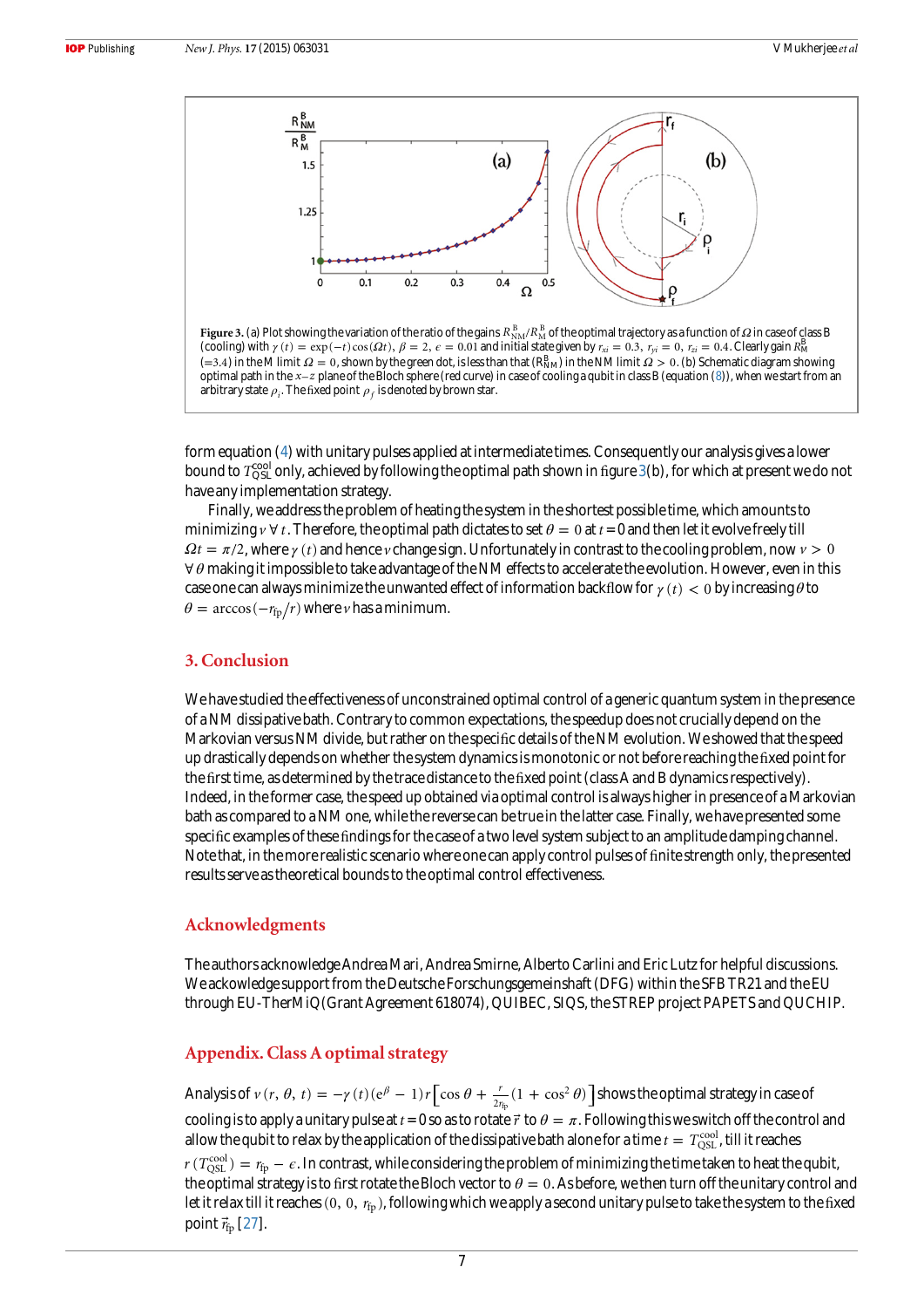**Figure 3.** (a) Plot showing the variation of the ratio of the gains $R_{\mathrm{NM}}^{\mathrm{B}}/R_{\mathrm{M}}^{\mathrm{B}}$ of the optimal trajectory as a function of $\Omega$ in case of class B (cooling) with $\gamma(t) = \exp(-t)\cos(\Omega t)$, $\beta = 2$, $\epsilon = 0.01$ and initial state given by $r_{xi} = 0.3$, $r_{yi} = 0$, $r_{zi} = 0.4$. Clearly gain $R_{\mathrm{M}}^{\mathrm{B}}$ ($=3.4$) in the M limit $\Omega = 0$, shown by the green dot, is less than that ($R_{\mathrm{NM}}^{\mathrm{B}}$) in the NM limit $\Omega > 0$. (b) Schematic diagram showing optimal path in the $x-z$ plane of the Bloch sphere (red curve) in case of cooling a qubit in class B (equation (8)), when we start from an arbitrary state $\rho_i$. The fixed point $\rho_f$ is denoted by brown star.

form equation (4) with unitary pulses applied at intermediate times. Consequently our analysis gives a lower bound to $T_{\mathrm{QSL}}^{\mathrm{cool}}$ only, achieved by following the optimal path shown in figure 3(b), for which at present we do not have any implementation strategy.

Finally, we address the problem of heating the system in the shortest possible time, which amounts to minimizing $v\ \forall\ t$. Therefore, the optimal path dictates to set $\theta = 0$ at $t = 0$ and then let it evolve freely till $\Omega t = \pi/2$, where $\gamma(t)$ and hence $v$ change sign. Unfortunately in contrast to the cooling problem, now $v > 0$ $\forall\ \theta$ making it impossible to take advantage of the NM effects to accelerate the evolution. However, even in this case one can always minimize the unwanted effect of information backflow for $\gamma(t) < 0$ by increasing $\theta$ to $\theta = \arccos(-r_{\mathrm{fp}}/r)$ where $v$ has a minimum.

## 3. Conclusion

We have studied the effectiveness of unconstrained optimal control of a generic quantum system in the presence of a NM dissipative bath. Contrary to common expectations, the speedup does not crucially depend on the Markovian versus NM divide, but rather on the specific details of the NM evolution. We showed that the speed up drastically depends on whether the system dynamics is monotonic or not before reaching the fixed point for the first time, as determined by the trace distance to the fixed point (class A and B dynamics respectively). Indeed, in the former case, the speed up obtained via optimal control is always higher in presence of a Markovian bath as compared to a NM one, while the reverse can be true in the latter case. Finally, we have presented some specific examples of these findings for the case of a two level system subject to an amplitude damping channel. Note that, in the more realistic scenario where one can apply control pulses of finite strength only, the presented results serve as theoretical bounds to the optimal control effectiveness.

## Acknowledgments

The authors acknowledge Andrea Mari, Andrea Smirne, Alberto Carlini and Eric Lutz for helpful discussions. We ackowledge support from the Deutsche Forschungsgemeinshaft (DFG) within the SFB TR21 and the EU through EU-TherMiQ (Grant Agreement 618074), QUIBEC, SIQS, the STREP project PAPETS and QUCHIP.

## Appendix. Class A optimal strategy

Analysis of $v(r, \theta, t) = -\gamma(t)(e^{\beta} - 1)r\left[\cos\theta + \frac{r}{2r_{\mathrm{fp}}}(1 + \cos^2\theta)\right]$ shows the optimal strategy in case of cooling is to apply a unitary pulse at $t = 0$ so as to rotate $\vec{r}$ to $\theta = \pi$. Following this we switch off the control and allow the qubit to relax by the application of the dissipative bath alone for a time $t = T_{\mathrm{QSL}}^{\mathrm{cool}}$, till it reaches $r(T_{\mathrm{QSL}}^{\mathrm{cool}}) = r_{\mathrm{fp}} - \epsilon$. In contrast, while considering the problem of minimizing the time taken to heat the qubit, the optimal strategy is to first rotate the Bloch vector to $\theta = 0$. As before, we then turn off the unitary control and let it relax till it reaches $(0, 0, r_{\mathrm{fp}})$, following which we apply a second unitary pulse to take the system to the fixed point $\vec{r}_{\mathrm{fp}}$ [27].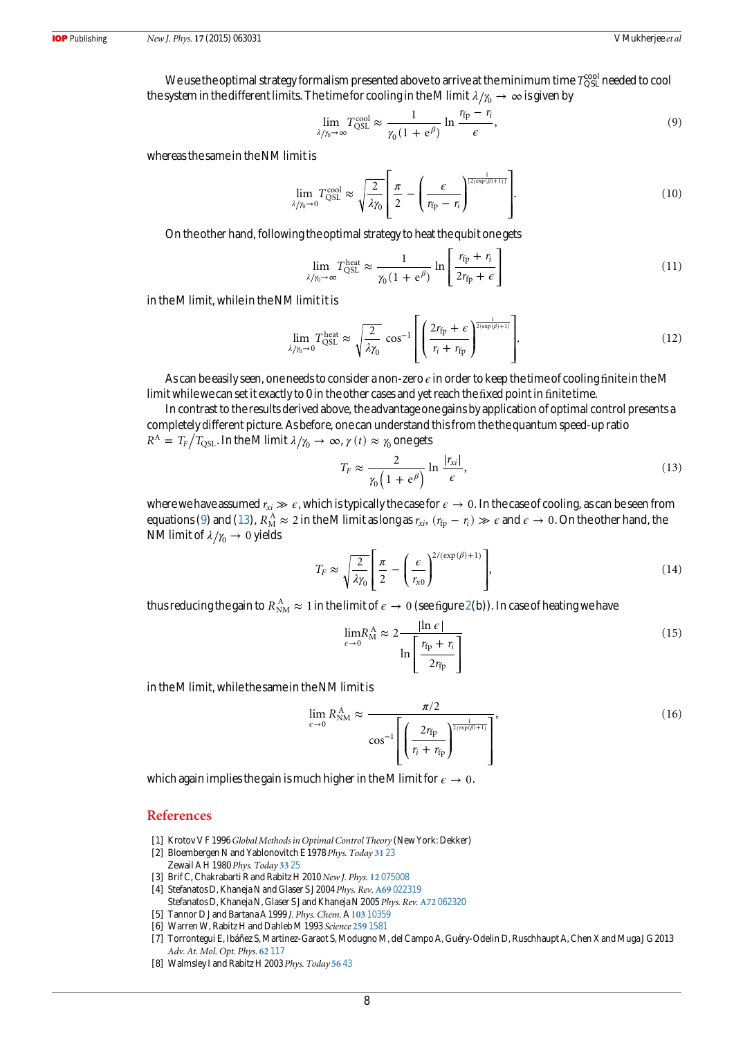We use the optimal strategy formalism presented above to arrive at the minimum time $T_{\rm QSL}^{\rm cool}$ needed to cool the system in the different limits. The time for cooling in the M limit $\lambda/\gamma_0 \to \infty$ is given by

$$\lim_{\lambda/\gamma_0 \to \infty} T_{\rm QSL}^{\rm cool} \approx \frac{1}{\gamma_0 (1 + e^{\beta})} \ln \frac{r_{\rm fp} - r_i}{\epsilon}, \tag{9}$$

whereas the same in the NM limit is

$$\lim_{\lambda/\gamma_0 \to 0} T_{\rm QSL}^{\rm cool} \approx \sqrt{\frac{2}{\lambda\gamma_0}} \left[ \frac{\pi}{2} - \left( \frac{\epsilon}{r_{\rm fp} - r_i} \right)^{\frac{1}{[2(\exp(\beta)+1)]}} \right]. \tag{10}$$

On the other hand, following the optimal strategy to heat the qubit one gets

$$\lim_{\lambda/\gamma_0 \to \infty} T_{\rm QSL}^{\rm heat} \approx \frac{1}{\gamma_0 (1 + e^{\beta})} \ln \left[ \frac{r_{\rm fp} + r_i}{2r_{\rm fp} + \epsilon} \right] \tag{11}$$

in the M limit, while in the NM limit it is

$$\lim_{\lambda/\gamma_0 \to 0} T_{\rm QSL}^{\rm heat} \approx \sqrt{\frac{2}{\lambda\gamma_0}} \cos^{-1} \left[ \left( \frac{2r_{\rm fp} + \epsilon}{r_i + r_{\rm fp}} \right)^{\frac{1}{2(\exp(\beta)+1)}} \right]. \tag{12}$$

As can be easily seen, one needs to consider a non-zero $\epsilon$ in order to keep the time of cooling finite in the M limit while we can set it exactly to 0 in the other cases and yet reach the fixed point in finite time.

In contrast to the results derived above, the advantage one gains by application of optimal control presents a completely different picture. As before, one can understand this from the the quantum speed-up ratio $R^{\rm A} = T_F / T_{\rm QSL}$. In the M limit $\lambda/\gamma_0 \to \infty$, $\gamma(t) \approx \gamma_0$ one gets

$$T_F \approx \frac{2}{\gamma_0 \left( 1 + e^{\beta} \right)} \ln \frac{|r_{xi}|}{\epsilon}, \tag{13}$$

where we have assumed $r_{xi} \gg \epsilon$, which is typically the case for $\epsilon \to 0$. In the case of cooling, as can be seen from equations (9) and (13), $R_{\rm M}^{\rm A} \approx 2$ in the M limit as long as $r_{xi}$, $(r_{\rm fp} - r_i) \gg \epsilon$ and $\epsilon \to 0$. On the other hand, the NM limit of $\lambda/\gamma_0 \to 0$ yields

$$T_F \approx \sqrt{\frac{2}{\lambda\gamma_0}} \left[ \frac{\pi}{2} - \left( \frac{\epsilon}{r_{x0}} \right)^{2/(\exp(\beta)+1)} \right], \tag{14}$$

thus reducing the gain to $R_{\rm NM}^{\rm A} \approx 1$ in the limit of $\epsilon \to 0$ (see figure 2(b)). In case of heating we have

$$\lim_{\epsilon \to 0} R_{\rm M}^{\rm A} \approx 2 \frac{|\ln \epsilon|}{\ln \left[ \dfrac{r_{\rm fp} + r_i}{2r_{\rm fp}} \right]} \tag{15}$$

in the M limit, while the same in the NM limit is

$$\lim_{\epsilon \to 0} R_{\rm NM}^{\rm A} \approx \frac{\pi/2}{\cos^{-1} \left[ \left( \dfrac{2r_{\rm fp}}{r_i + r_{\rm fp}} \right)^{\frac{1}{2(\exp(\beta)+1)}} \right]}, \tag{16}$$

which again implies the gain is much higher in the M limit for $\epsilon \to 0$.

## References

[1] Krotov V F 1996 *Global Methods in Optimal Control Theory* (New York: Dekker)

[2] Bloembergen N and Yablonovitch E 1978 *Phys. Today* **31** 23
Zewail A H 1980 *Phys. Today* **33** 25

[3] Brif C, Chakrabarti R and Rabitz H 2010 *New J. Phys.* **12** 075008

[4] Stefanatos D, Khaneja N and Glaser S J 2004 *Phys. Rev.* **A69** 022319
Stefanatos D, Khaneja N, Glaser S J and Khaneja N 2005 *Phys. Rev.* **A72** 062320

[5] Tannor D J and Bartana A 1999 *J. Phys. Chem.* A **103** 10359

[6] Warren W, Rabitz H and Dahleb M 1993 *Science* **259** 1581

[7] Torrontegui E, Ibáñez S, Martinez-Garaot S, Modugno M, del Campo A, Guéry-Odelin D, Ruschhaupt A, Chen X and Muga J G 2013 *Adv. At. Mol. Opt. Phys.* **62** 117

[8] Walmsley I and Rabitz H 2003 *Phys. Today* **56** 43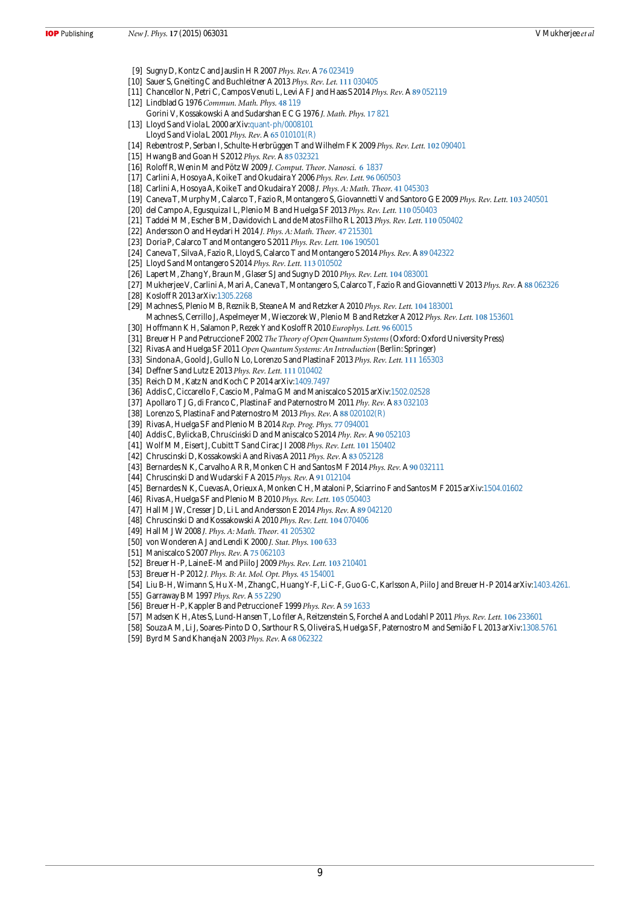[9] Sugny D, Kontz C and Jauslin H R 2007 *Phys. Rev.* A **76** 023419

[10] Sauer S, Gneiting C and Buchleitner A 2013 *Phys. Rev. Let.* **111** 030405

[11] Chancellor N, Petri C, Campos Venuti L, Levi A F J and Haas S 2014 *Phys. Rev.* A **89** 052119

[12] Lindblad G 1976 *Commun. Math. Phys.* **48** 119
Gorini V, Kossakowski A and Sudarshan E C G 1976 *J. Math. Phys.* **17** 821

[13] Lloyd S and Viola L 2000 arXiv:quant-ph/0008101
Lloyd S and Viola L 2001 *Phys. Rev.* A **65** 010101(R)

[14] Rebentrost P, Serban I, Schulte-Herbrüggen T and Wilhelm F K 2009 *Phys. Rev. Lett.* **102** 090401

[15] Hwang B and Goan H S 2012 *Phys. Rev.* A **85** 032321

[16] Roloff R, Wenin M and Pötz W 2009 *J. Comput. Theor. Nanosci.* **6** 1837

[17] Carlini A, Hosoya A, Koike T and Okudaira Y 2006 *Phys. Rev. Lett.* **96** 060503

[18] Carlini A, Hosoya A, Koike T and Okudaira Y 2008 *J. Phys. A: Math. Theor.* **41** 045303

[19] Caneva T, Murphy M, Calarco T, Fazio R, Montangero S, Giovannetti V and Santoro G E 2009 *Phys. Rev. Lett.* **103** 240501

[20] del Campo A, Egusquiza I L, Plenio M B and Huelga S F 2013 *Phys. Rev. Lett.* **110** 050403

[21] Taddei M M, Escher B M, Davidovich L and de Matos Filho R L 2013 *Phys. Rev. Lett.* **110** 050402

[22] Andersson O and Heydari H 2014 *J. Phys. A: Math. Theor.* **47** 215301

[23] Doria P, Calarco T and Montangero S 2011 *Phys. Rev. Lett.* **106** 190501

[24] Caneva T, Silva A, Fazio R, Lloyd S, Calarco T and Montangero S 2014 *Phys. Rev.* A **89** 042322

[25] Lloyd S and Montangero S 2014 *Phys. Rev. Lett.* **113** 010502

[26] Lapert M, Zhang Y, Braun M, Glaser S J and Sugny D 2010 *Phys. Rev. Lett.* **104** 083001

[27] Mukherjee V, Carlini A, Mari A, Caneva T, Montangero S, Calarco T, Fazio R and Giovannetti V 2013 *Phys. Rev.* A **88** 062326

[28] Kosloff R 2013 arXiv:1305.2268

[29] Machnes S, Plenio M B, Reznik B, Steane A M and Retzker A 2010 *Phys. Rev. Lett.* **104** 183001
Machnes S, Cerrillo J, Aspelmeyer M, Wieczorek W, Plenio M B and Retzker A 2012 *Phys. Rev. Lett.* **108** 153601

[30] Hoffmann K H, Salamon P, Rezek Y and Kosloff R 2010 *Europhys. Lett.* **96** 60015

[31] Breuer H P and Petruccione F 2002 *The Theory of Open Quantum Systems* (Oxford: Oxford University Press)

[32] Rivas A and Huelga S F 2011 *Open Quantum Systems: An Introduction* (Berlin: Springer)

[33] Sindona A, Goold J, Gullo N Lo, Lorenzo S and Plastina F 2013 *Phys. Rev. Lett.* **111** 165303

[34] Deffner S and Lutz E 2013 *Phys. Rev. Lett.* **111** 010402

[35] Reich D M, Katz N and Koch C P 2014 arXiv:1409.7497

[36] Addis C, Ciccarello F, Cascio M, Palma G M and Maniscalco S 2015 arXiv:1502.02528

[37] Apollaro T J G, di Franco C, Plastina F and Paternostro M 2011 *Phy. Rev.* A **83** 032103

[38] Lorenzo S, Plastina F and Paternostro M 2013 *Phys. Rev.* A **88** 020102(R)

[39] Rivas A, Huelga S F and Plenio M B 2014 *Rep. Prog. Phys.* **77** 094001

[40] Addis C, Bylicka B, Chruściński D and Maniscalco S 2014 *Phy. Rev.* A **90** 052103

[41] Wolf M M, Eisert J, Cubitt T S and Cirac J I 2008 *Phys. Rev. Lett.* **101** 150402

[42] Chruscinski D, Kossakowski A and Rivas A 2011 *Phys. Rev.* A **83** 052128

[43] Bernardes N K, Carvalho A R R, Monken C H and Santos M F 2014 *Phys. Rev.* A **90** 032111

[44] Chruscinski D and Wudarski F A 2015 *Phys. Rev.* A **91** 012104

[45] Bernardes N K, Cuevas A, Orieux A, Monken C H, Mataloni P, Sciarrino F and Santos M F 2015 arXiv:1504.01602

[46] Rivas A, Huelga S F and Plenio M B 2010 *Phys. Rev. Lett.* **105** 050403

[47] Hall M J W, Cresser J D, Li L and Andersson E 2014 *Phys. Rev.* A **89** 042120

[48] Chruscinski D and Kossakowski A 2010 *Phys. Rev. Lett.* **104** 070406

[49] Hall M J W 2008 *J. Phys. A: Math. Theor.* **41** 205302

[50] von Wonderen A J and Lendi K 2000 *J. Stat. Phys.* **100** 633

[51] Maniscalco S 2007 *Phys. Rev.* A **75** 062103

[52] Breuer H-P, Laine E-M and Piilo J 2009 *Phys. Rev. Lett.* **103** 210401

[53] Breuer H-P 2012 *J. Phys. B: At. Mol. Opt. Phys.* **45** 154001

[54] Liu B-H, Wimann S, Hu X-M, Zhang C, Huang Y-F, Li C-F, Guo G-C, Karlsson A, Piilo J and Breuer H-P 2014 arXiv:1403.4261.

[55] Garraway B M 1997 *Phys. Rev.* A **55** 2290

[56] Breuer H-P, Kappler B and Petruccione F 1999 *Phys. Rev.* A **59** 1633

[57] Madsen K H, Ates S, Lund-Hansen T, Loffler A, Reitzenstein S, Forchel A and Lodahl P 2011 *Phys. Rev. Lett.* **106** 233601

[58] Souza A M, Li J, Soares-Pinto D O, Sarthour R S, Oliveira S, Huelga S F, Paternostro M and Semião F L 2013 arXiv:1308.5761

[59] Byrd M S and Khaneja N 2003 *Phys. Rev.* A **68** 062322